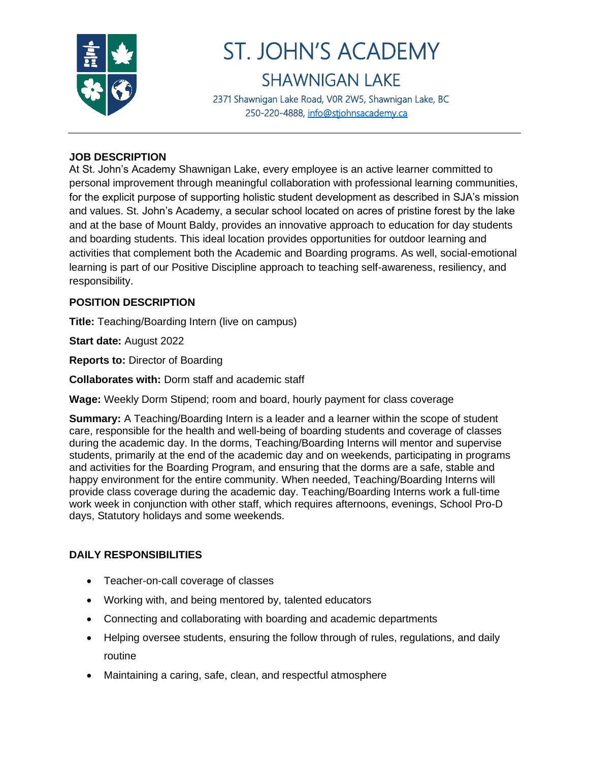# ST. JOHN'S ACADEMY

## SHAWNIGAN LAKE

2371 Shawnigan Lake Road, V0R 2W5, Shawnigan Lake, BC
250-220-4888, info@stjohnsacademy.ca

---

### JOB DESCRIPTION

At St. John's Academy Shawnigan Lake, every employee is an active learner committed to personal improvement through meaningful collaboration with professional learning communities, for the explicit purpose of supporting holistic student development as described in SJA's mission and values. St. John's Academy, a secular school located on acres of pristine forest by the lake and at the base of Mount Baldy, provides an innovative approach to education for day students and boarding students. This ideal location provides opportunities for outdoor learning and activities that complement both the Academic and Boarding programs. As well, social-emotional learning is part of our Positive Discipline approach to teaching self-awareness, resiliency, and responsibility.

### POSITION DESCRIPTION

**Title:** Teaching/Boarding Intern (live on campus)

**Start date:** August 2022

**Reports to:** Director of Boarding

**Collaborates with:** Dorm staff and academic staff

**Wage:** Weekly Dorm Stipend; room and board, hourly payment for class coverage

**Summary:** A Teaching/Boarding Intern is a leader and a learner within the scope of student care, responsible for the health and well-being of boarding students and coverage of classes during the academic day. In the dorms, Teaching/Boarding Interns will mentor and supervise students, primarily at the end of the academic day and on weekends, participating in programs and activities for the Boarding Program, and ensuring that the dorms are a safe, stable and happy environment for the entire community. When needed, Teaching/Boarding Interns will provide class coverage during the academic day. Teaching/Boarding Interns work a full-time work week in conjunction with other staff, which requires afternoons, evenings, School Pro-D days, Statutory holidays and some weekends.

### DAILY RESPONSIBILITIES

- Teacher-on-call coverage of classes
- Working with, and being mentored by, talented educators
- Connecting and collaborating with boarding and academic departments
- Helping oversee students, ensuring the follow through of rules, regulations, and daily routine
- Maintaining a caring, safe, clean, and respectful atmosphere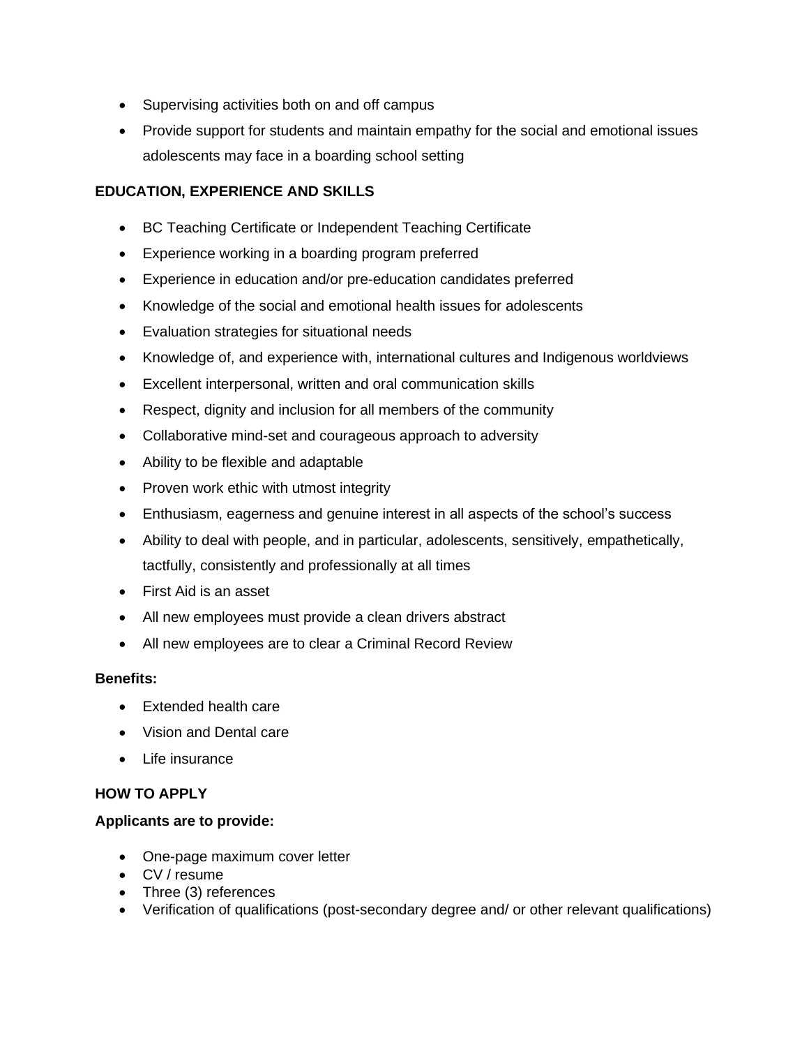- Supervising activities both on and off campus
- Provide support for students and maintain empathy for the social and emotional issues adolescents may face in a boarding school setting

**EDUCATION, EXPERIENCE AND SKILLS**

- BC Teaching Certificate or Independent Teaching Certificate
- Experience working in a boarding program preferred
- Experience in education and/or pre-education candidates preferred
- Knowledge of the social and emotional health issues for adolescents
- Evaluation strategies for situational needs
- Knowledge of, and experience with, international cultures and Indigenous worldviews
- Excellent interpersonal, written and oral communication skills
- Respect, dignity and inclusion for all members of the community
- Collaborative mind-set and courageous approach to adversity
- Ability to be flexible and adaptable
- Proven work ethic with utmost integrity
- Enthusiasm, eagerness and genuine interest in all aspects of the school's success
- Ability to deal with people, and in particular, adolescents, sensitively, empathetically, tactfully, consistently and professionally at all times
- First Aid is an asset
- All new employees must provide a clean drivers abstract
- All new employees are to clear a Criminal Record Review

**Benefits:**

- Extended health care
- Vision and Dental care
- Life insurance

**HOW TO APPLY**

**Applicants are to provide:**

- One-page maximum cover letter
- CV / resume
- Three (3) references
- Verification of qualifications (post-secondary degree and/ or other relevant qualifications)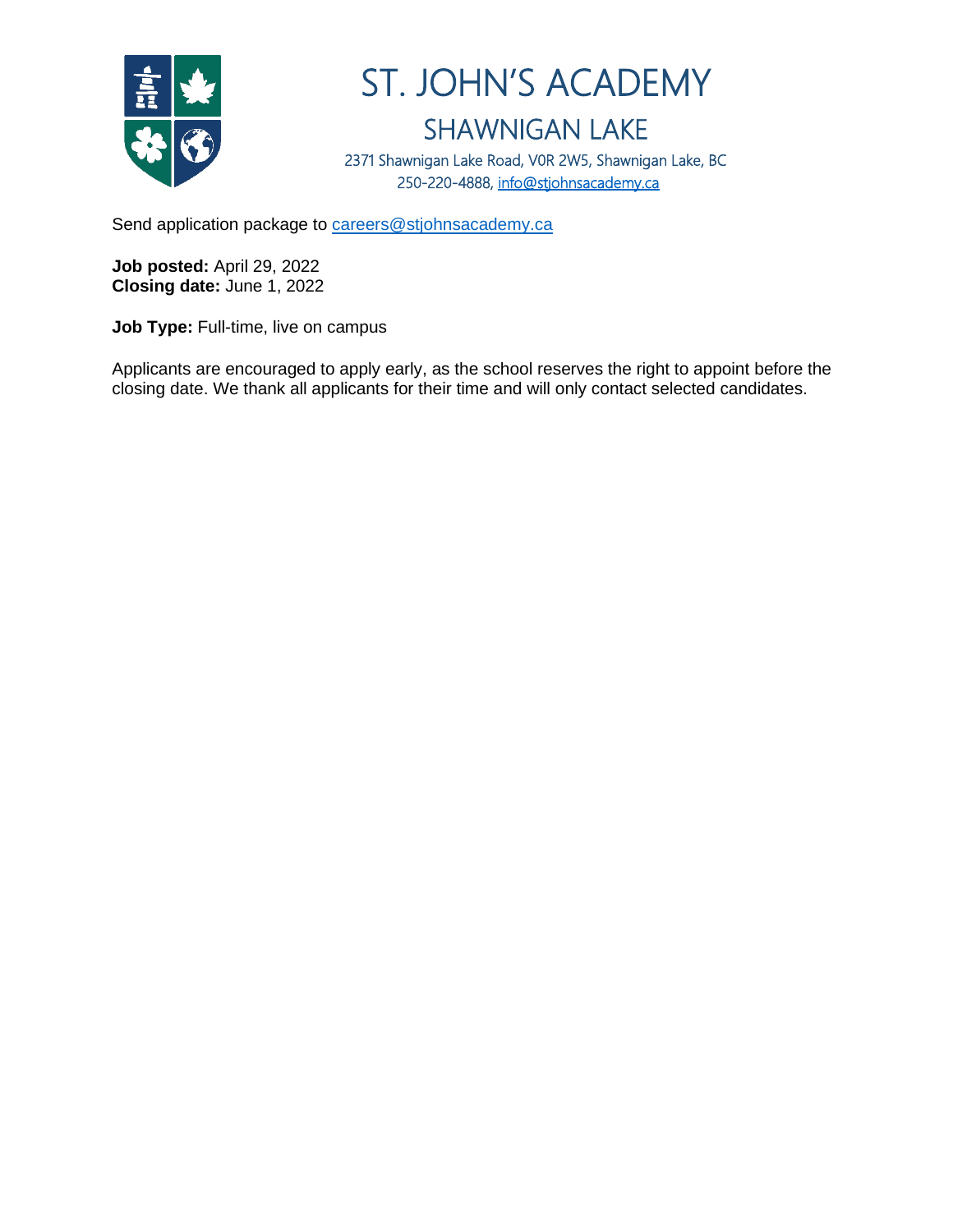# ST. JOHN'S ACADEMY

## SHAWNIGAN LAKE

2371 Shawnigan Lake Road, V0R 2W5, Shawnigan Lake, BC
250-220-4888, info@stjohnsacademy.ca

Send application package to careers@stjohnsacademy.ca

**Job posted:** April 29, 2022
**Closing date:** June 1, 2022

**Job Type:** Full-time, live on campus

Applicants are encouraged to apply early, as the school reserves the right to appoint before the closing date. We thank all applicants for their time and will only contact selected candidates.